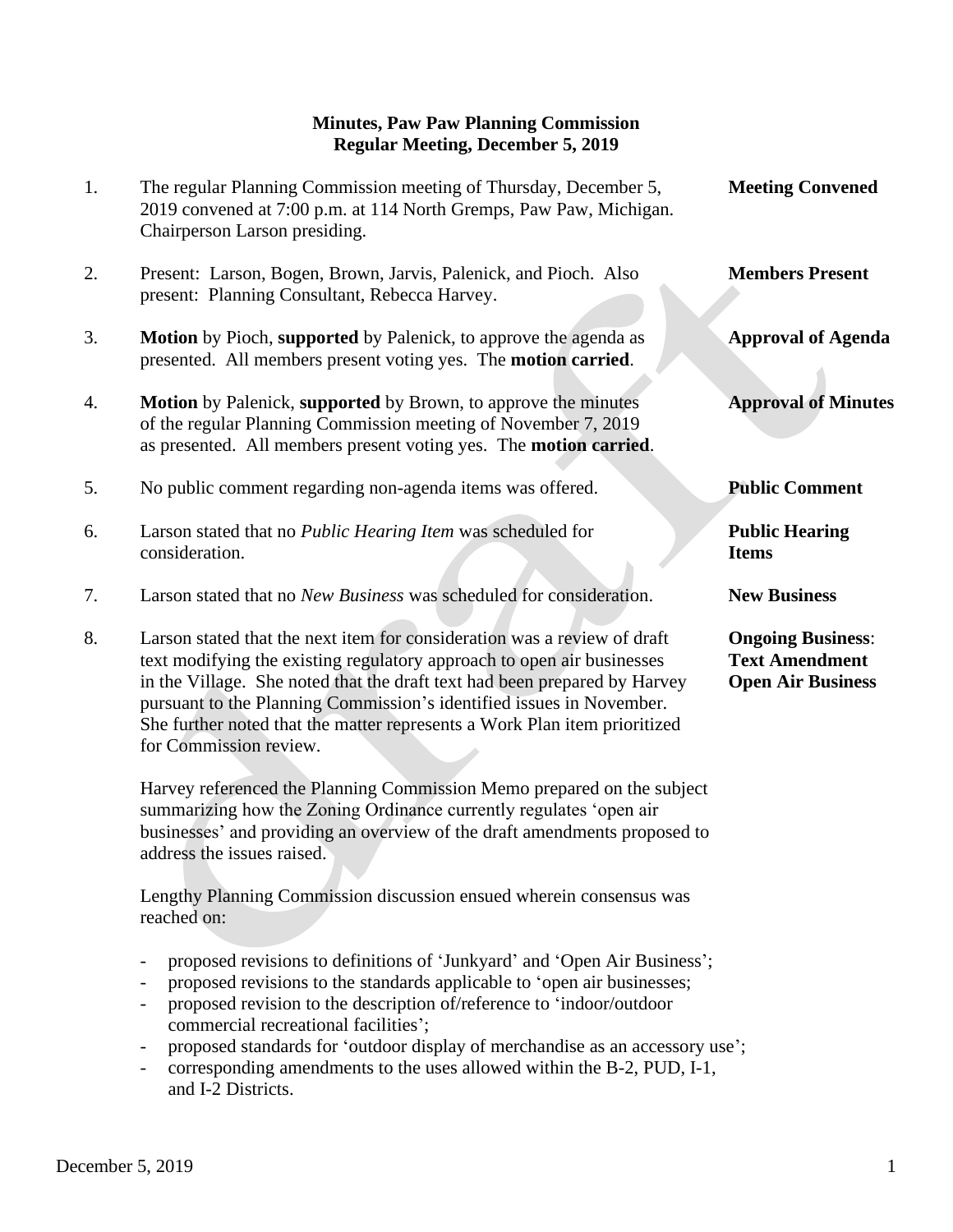**Minutes, Paw Paw Planning Commission**
**Regular Meeting, December 5, 2019**

1. The regular Planning Commission meeting of Thursday, December 5, 2019 convened at 7:00 p.m. at 114 North Gremps, Paw Paw, Michigan. Chairperson Larson presiding. — **Meeting Convened**

2. Present: Larson, Bogen, Brown, Jarvis, Palenick, and Pioch. Also present: Planning Consultant, Rebecca Harvey. — **Members Present**

3. **Motion** by Pioch, **supported** by Palenick, to approve the agenda as presented. All members present voting yes. The **motion carried**. — **Approval of Agenda**

4. **Motion** by Palenick, **supported** by Brown, to approve the minutes of the regular Planning Commission meeting of November 7, 2019 as presented. All members present voting yes. The **motion carried**. — **Approval of Minutes**

5. No public comment regarding non-agenda items was offered. — **Public Comment**

6. Larson stated that no *Public Hearing Item* was scheduled for consideration. — **Public Hearing Items**

7. Larson stated that no *New Business* was scheduled for consideration. — **New Business**

8. Larson stated that the next item for consideration was a review of draft text modifying the existing regulatory approach to open air businesses in the Village. She noted that the draft text had been prepared by Harvey pursuant to the Planning Commission's identified issues in November. She further noted that the matter represents a Work Plan item prioritized for Commission review. — **Ongoing Business**: **Text Amendment Open Air Business**

   Harvey referenced the Planning Commission Memo prepared on the subject summarizing how the Zoning Ordinance currently regulates 'open air businesses' and providing an overview of the draft amendments proposed to address the issues raised.

   Lengthy Planning Commission discussion ensued wherein consensus was reached on:

   - proposed revisions to definitions of 'Junkyard' and 'Open Air Business';
   - proposed revisions to the standards applicable to 'open air businesses;
   - proposed revision to the description of/reference to 'indoor/outdoor commercial recreational facilities';
   - proposed standards for 'outdoor display of merchandise as an accessory use';
   - corresponding amendments to the uses allowed within the B-2, PUD, I-1, and I-2 Districts.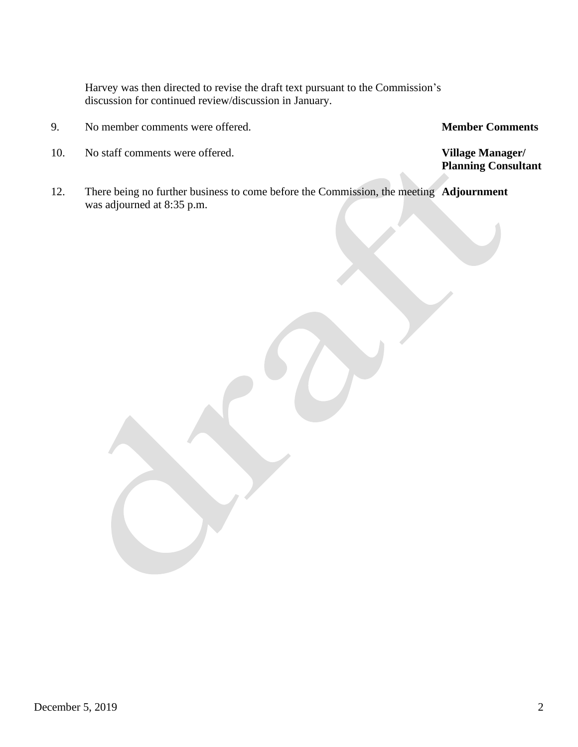Harvey was then directed to revise the draft text pursuant to the Commission's discussion for continued review/discussion in January.

9. No member comments were offered. **Member Comments**

10. No staff comments were offered. **Village Manager/ Planning Consultant**

12. There being no further business to come before the Commission, the meeting was adjourned at 8:35 p.m. **Adjournment**